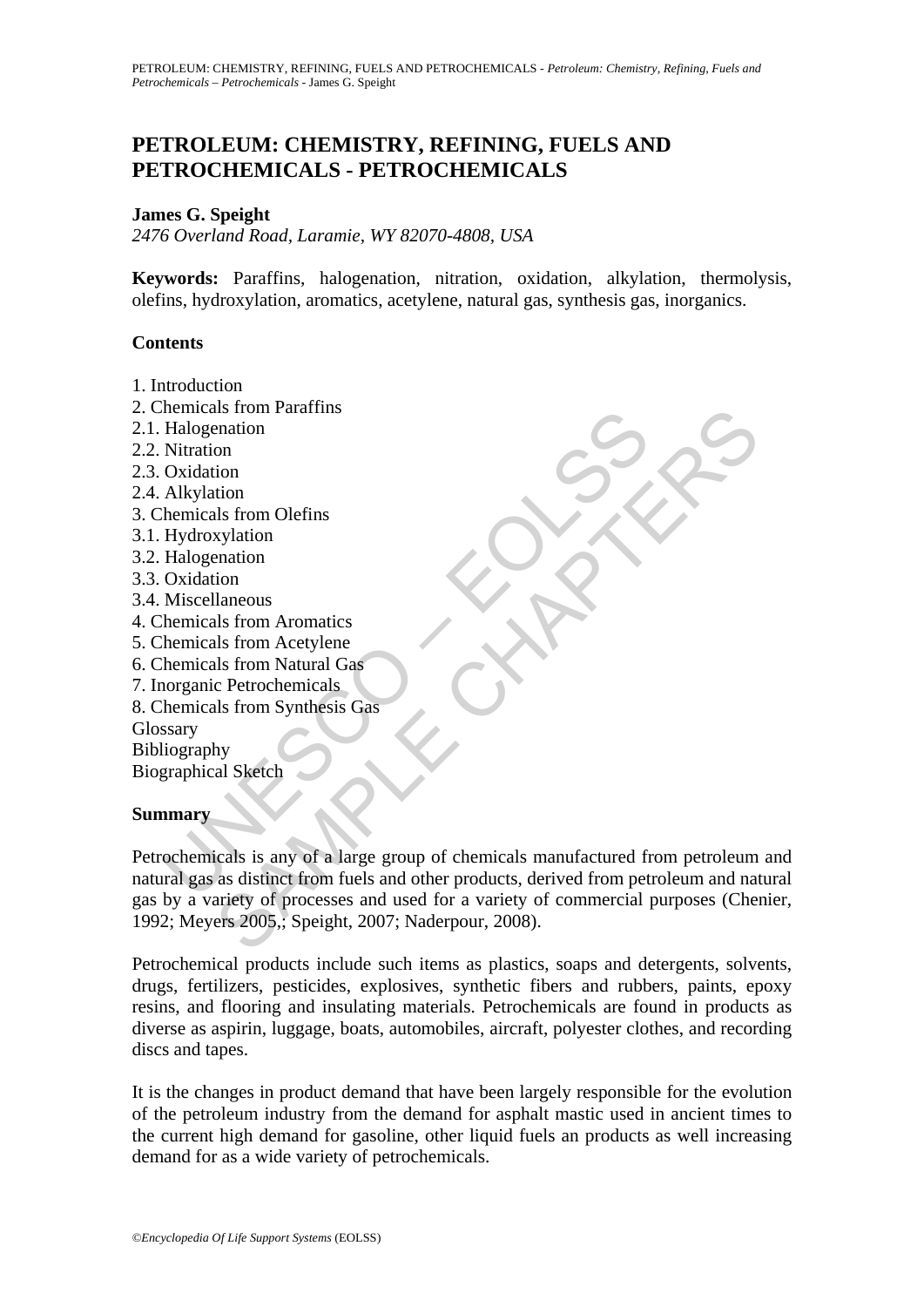# PETROLEUM: CHEMISTRY, REFINING, FUELS AND PETROCHEMICALS - PETROCHEMICALS

**James G. Speight**

*2476 Overland Road, Laramie, WY 82070-4808, USA*

**Keywords:** Paraffins, halogenation, nitration, oxidation, alkylation, thermolysis, olefins, hydroxylation, aromatics, acetylene, natural gas, synthesis gas, inorganics.

## Contents

1. Introduction
2. Chemicals from Paraffins
2.1. Halogenation
2.2. Nitration
2.3. Oxidation
2.4. Alkylation
3. Chemicals from Olefins
3.1. Hydroxylation
3.2. Halogenation
3.3. Oxidation
3.4. Miscellaneous
4. Chemicals from Aromatics
5. Chemicals from Acetylene
6. Chemicals from Natural Gas
7. Inorganic Petrochemicals
8. Chemicals from Synthesis Gas

Glossary
Bibliography
Biographical Sketch

## Summary

Petrochemicals is any of a large group of chemicals manufactured from petroleum and natural gas as distinct from fuels and other products, derived from petroleum and natural gas by a variety of processes and used for a variety of commercial purposes (Chenier, 1992; Meyers 2005,; Speight, 2007; Naderpour, 2008).

Petrochemical products include such items as plastics, soaps and detergents, solvents, drugs, fertilizers, pesticides, explosives, synthetic fibers and rubbers, paints, epoxy resins, and flooring and insulating materials. Petrochemicals are found in products as diverse as aspirin, luggage, boats, automobiles, aircraft, polyester clothes, and recording discs and tapes.

It is the changes in product demand that have been largely responsible for the evolution of the petroleum industry from the demand for asphalt mastic used in ancient times to the current high demand for gasoline, other liquid fuels an products as well increasing demand for as a wide variety of petrochemicals.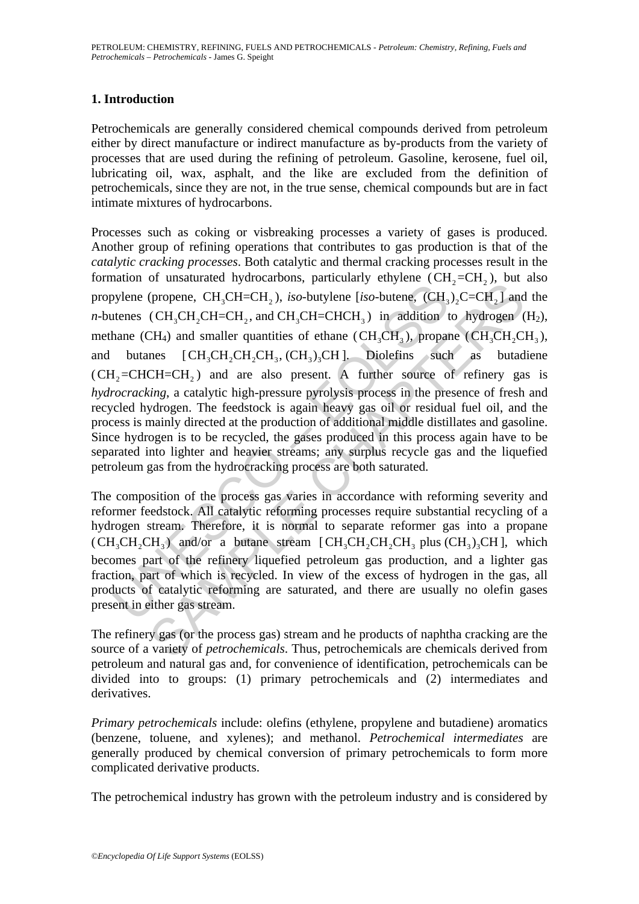## 1. Introduction

Petrochemicals are generally considered chemical compounds derived from petroleum either by direct manufacture or indirect manufacture as by-products from the variety of processes that are used during the refining of petroleum. Gasoline, kerosene, fuel oil, lubricating oil, wax, asphalt, and the like are excluded from the definition of petrochemicals, since they are not, in the true sense, chemical compounds but are in fact intimate mixtures of hydrocarbons.

Processes such as coking or visbreaking processes a variety of gases is produced. Another group of refining operations that contributes to gas production is that of the *catalytic cracking processes*. Both catalytic and thermal cracking processes result in the formation of unsaturated hydrocarbons, particularly ethylene ($CH_2{=}CH_2$), but also propylene (propene, $CH_3CH{=}CH_2$), *iso*-butylene [*iso*-butene, $(CH_3)_2C{=}CH_2$] and the *n*-butenes ($CH_3CH_2CH{=}CH_2$, and $CH_3CH{=}CHCH_3$) in addition to hydrogen ($H_2$), methane ($CH_4$) and smaller quantities of ethane ($CH_3CH_3$), propane ($CH_3CH_2CH_3$), and butanes [$CH_3CH_2CH_2CH_3$, $(CH_3)_3CH$]. Diolefins such as butadiene ($CH_2{=}CHCH{=}CH_2$) and are also present. A further source of refinery gas is *hydrocracking*, a catalytic high-pressure pyrolysis process in the presence of fresh and recycled hydrogen. The feedstock is again heavy gas oil or residual fuel oil, and the process is mainly directed at the production of additional middle distillates and gasoline. Since hydrogen is to be recycled, the gases produced in this process again have to be separated into lighter and heavier streams; any surplus recycle gas and the liquefied petroleum gas from the hydrocracking process are both saturated.

The composition of the process gas varies in accordance with reforming severity and reformer feedstock. All catalytic reforming processes require substantial recycling of a hydrogen stream. Therefore, it is normal to separate reformer gas into a propane ($CH_3CH_2CH_3$) and/or a butane stream [$CH_3CH_2CH_2CH_3$ plus $(CH_3)_3CH$], which becomes part of the refinery liquefied petroleum gas production, and a lighter gas fraction, part of which is recycled. In view of the excess of hydrogen in the gas, all products of catalytic reforming are saturated, and there are usually no olefin gases present in either gas stream.

The refinery gas (or the process gas) stream and he products of naphtha cracking are the source of a variety of *petrochemicals*. Thus, petrochemicals are chemicals derived from petroleum and natural gas and, for convenience of identification, petrochemicals can be divided into to groups: (1) primary petrochemicals and (2) intermediates and derivatives.

*Primary petrochemicals* include: olefins (ethylene, propylene and butadiene) aromatics (benzene, toluene, and xylenes); and methanol. *Petrochemical intermediates* are generally produced by chemical conversion of primary petrochemicals to form more complicated derivative products.

The petrochemical industry has grown with the petroleum industry and is considered by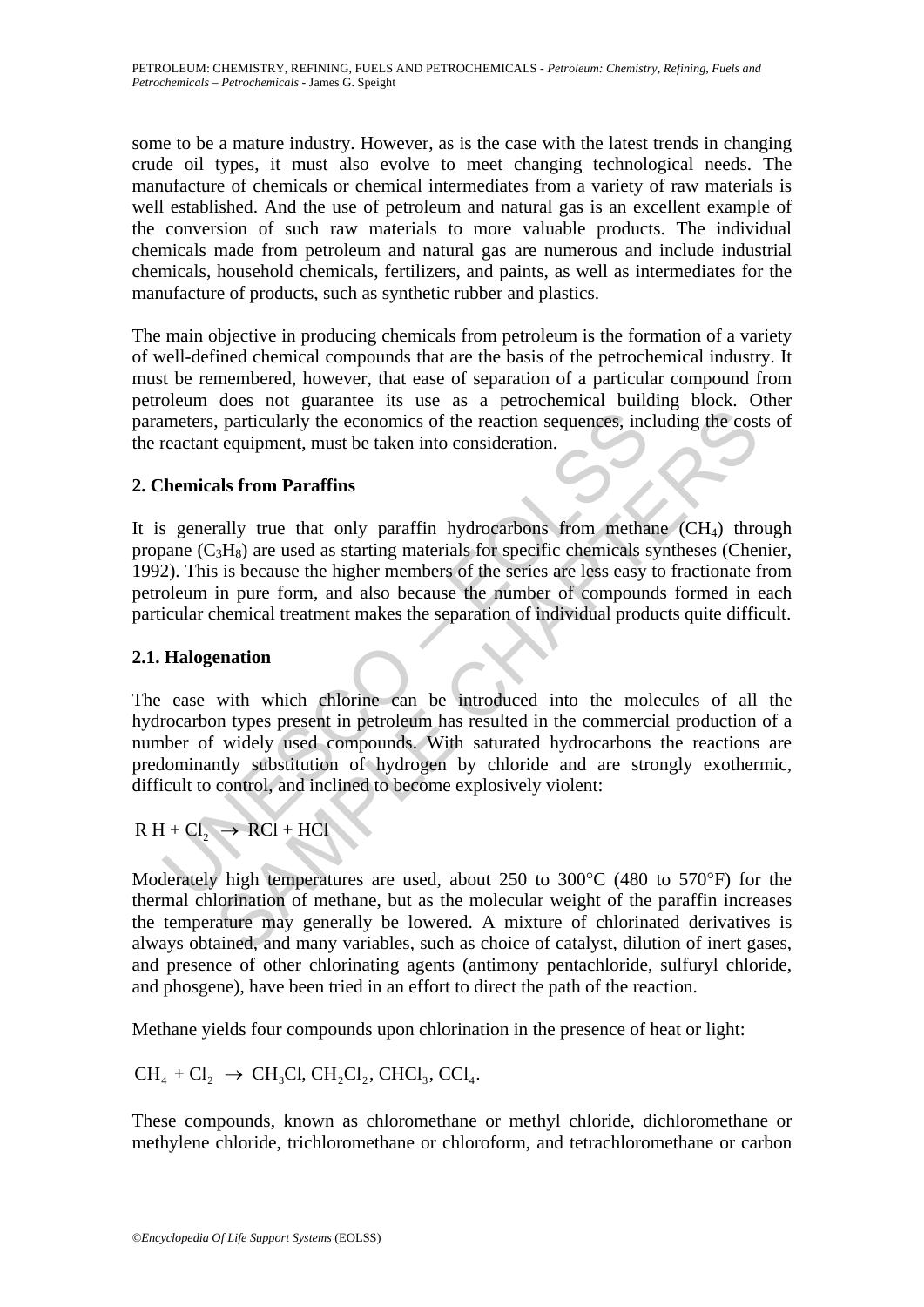some to be a mature industry. However, as is the case with the latest trends in changing crude oil types, it must also evolve to meet changing technological needs. The manufacture of chemicals or chemical intermediates from a variety of raw materials is well established. And the use of petroleum and natural gas is an excellent example of the conversion of such raw materials to more valuable products. The individual chemicals made from petroleum and natural gas are numerous and include industrial chemicals, household chemicals, fertilizers, and paints, as well as intermediates for the manufacture of products, such as synthetic rubber and plastics.

The main objective in producing chemicals from petroleum is the formation of a variety of well-defined chemical compounds that are the basis of the petrochemical industry. It must be remembered, however, that ease of separation of a particular compound from petroleum does not guarantee its use as a petrochemical building block. Other parameters, particularly the economics of the reaction sequences, including the costs of the reactant equipment, must be taken into consideration.

## 2. Chemicals from Paraffins

It is generally true that only paraffin hydrocarbons from methane ($CH_4$) through propane ($C_3H_8$) are used as starting materials for specific chemicals syntheses (Chenier, 1992). This is because the higher members of the series are less easy to fractionate from petroleum in pure form, and also because the number of compounds formed in each particular chemical treatment makes the separation of individual products quite difficult.

### 2.1. Halogenation

The ease with which chlorine can be introduced into the molecules of all the hydrocarbon types present in petroleum has resulted in the commercial production of a number of widely used compounds. With saturated hydrocarbons the reactions are predominantly substitution of hydrogen by chloride and are strongly exothermic, difficult to control, and inclined to become explosively violent:

$$RH + Cl_2 \rightarrow RCl + HCl$$

Moderately high temperatures are used, about 250 to 300°C (480 to 570°F) for the thermal chlorination of methane, but as the molecular weight of the paraffin increases the temperature may generally be lowered. A mixture of chlorinated derivatives is always obtained, and many variables, such as choice of catalyst, dilution of inert gases, and presence of other chlorinating agents (antimony pentachloride, sulfuryl chloride, and phosgene), have been tried in an effort to direct the path of the reaction.

Methane yields four compounds upon chlorination in the presence of heat or light:

$$CH_4 + Cl_2 \rightarrow CH_3Cl, CH_2Cl_2, CHCl_3, CCl_4.$$

These compounds, known as chloromethane or methyl chloride, dichloromethane or methylene chloride, trichloromethane or chloroform, and tetrachloromethane or carbon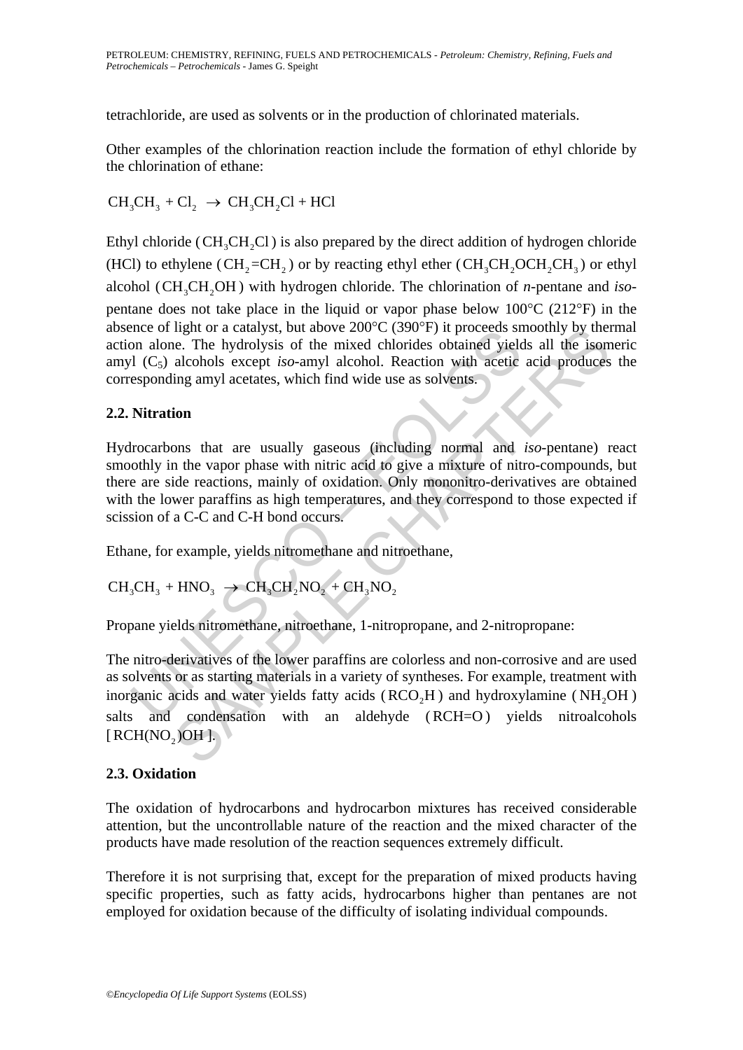tetrachloride, are used as solvents or in the production of chlorinated materials.

Other examples of the chlorination reaction include the formation of ethyl chloride by the chlorination of ethane:

$$CH_3CH_3 + Cl_2 \rightarrow CH_3CH_2Cl + HCl$$

Ethyl chloride ($CH_3CH_2Cl$) is also prepared by the direct addition of hydrogen chloride (HCl) to ethylene ($CH_2{=}CH_2$) or by reacting ethyl ether ($CH_3CH_2OCH_2CH_3$) or ethyl alcohol ($CH_3CH_2OH$) with hydrogen chloride. The chlorination of *n*-pentane and *iso*-pentane does not take place in the liquid or vapor phase below 100°C (212°F) in the absence of light or a catalyst, but above 200°C (390°F) it proceeds smoothly by thermal action alone. The hydrolysis of the mixed chlorides obtained yields all the isomeric amyl ($C_5$) alcohols except *iso*-amyl alcohol. Reaction with acetic acid produces the corresponding amyl acetates, which find wide use as solvents.

## 2.2. Nitration

Hydrocarbons that are usually gaseous (including normal and *iso*-pentane) react smoothly in the vapor phase with nitric acid to give a mixture of nitro-compounds, but there are side reactions, mainly of oxidation. Only mononitro-derivatives are obtained with the lower paraffins as high temperatures, and they correspond to those expected if scission of a C-C and C-H bond occurs.

Ethane, for example, yields nitromethane and nitroethane,

$$CH_3CH_3 + HNO_3 \rightarrow CH_3CH_2NO_2 + CH_3NO_2$$

Propane yields nitromethane, nitroethane, 1-nitropropane, and 2-nitropropane:

The nitro-derivatives of the lower paraffins are colorless and non-corrosive and are used as solvents or as starting materials in a variety of syntheses. For example, treatment with inorganic acids and water yields fatty acids ($RCO_2H$) and hydroxylamine ($NH_2OH$) salts and condensation with an aldehyde ($RCH{=}O$) yields nitroalcohols [$RCH(NO_2)OH$].

## 2.3. Oxidation

The oxidation of hydrocarbons and hydrocarbon mixtures has received considerable attention, but the uncontrollable nature of the reaction and the mixed character of the products have made resolution of the reaction sequences extremely difficult.

Therefore it is not surprising that, except for the preparation of mixed products having specific properties, such as fatty acids, hydrocarbons higher than pentanes are not employed for oxidation because of the difficulty of isolating individual compounds.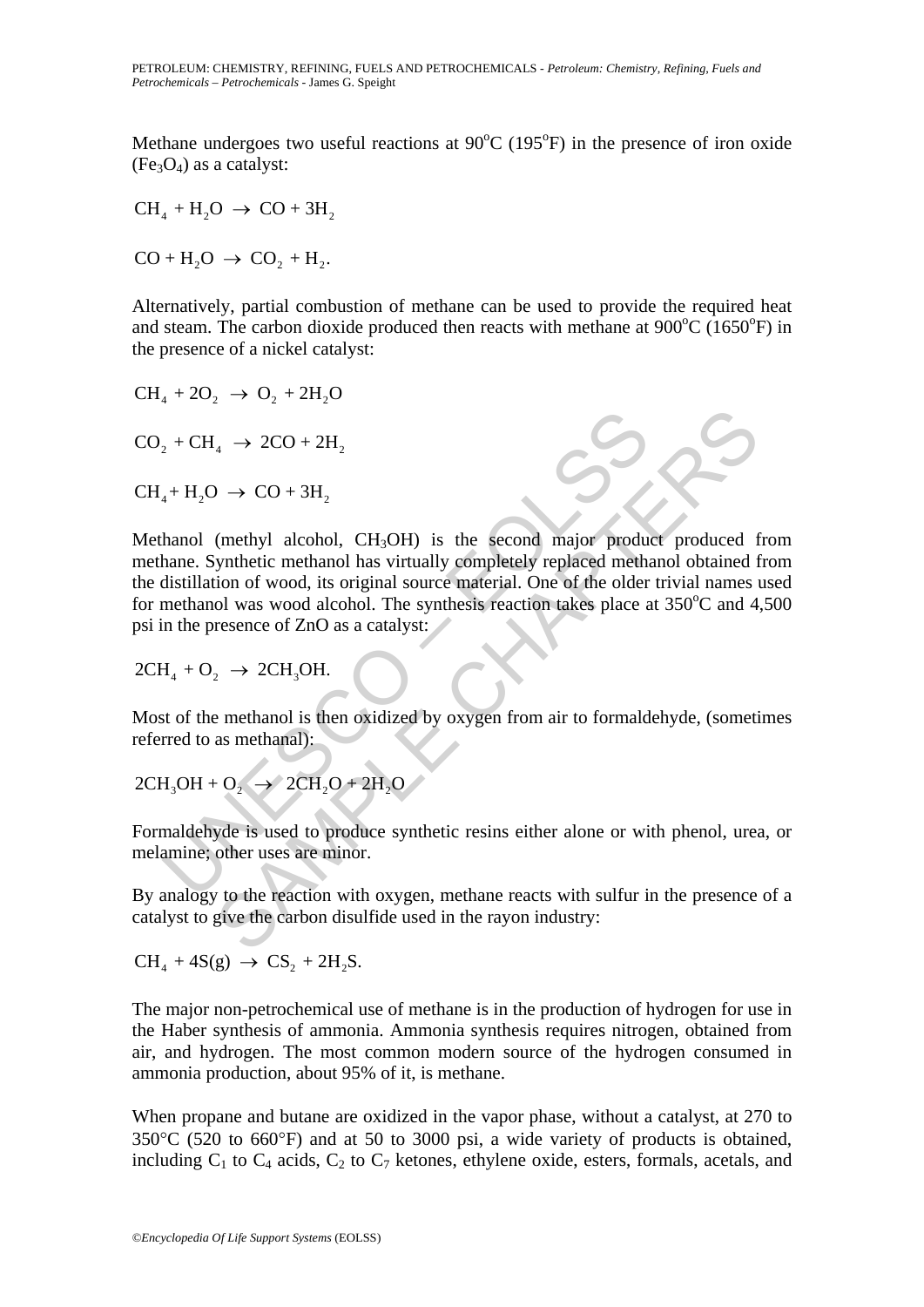Methane undergoes two useful reactions at 90°C (195°F) in the presence of iron oxide ($Fe_3O_4$) as a catalyst:

$$CH_4 + H_2O \rightarrow CO + 3H_2$$

$$CO + H_2O \rightarrow CO_2 + H_2.$$

Alternatively, partial combustion of methane can be used to provide the required heat and steam. The carbon dioxide produced then reacts with methane at 900°C (1650°F) in the presence of a nickel catalyst:

$$CH_4 + 2O_2 \rightarrow O_2 + 2H_2O$$

$$CO_2 + CH_4 \rightarrow 2CO + 2H_2$$

$$CH_4 + H_2O \rightarrow CO + 3H_2$$

Methanol (methyl alcohol, $CH_3OH$) is the second major product produced from methane. Synthetic methanol has virtually completely replaced methanol obtained from the distillation of wood, its original source material. One of the older trivial names used for methanol was wood alcohol. The synthesis reaction takes place at 350°C and 4,500 psi in the presence of ZnO as a catalyst:

$$2CH_4 + O_2 \rightarrow 2CH_3OH.$$

Most of the methanol is then oxidized by oxygen from air to formaldehyde, (sometimes referred to as methanal):

$$2CH_3OH + O_2 \rightarrow 2CH_2O + 2H_2O$$

Formaldehyde is used to produce synthetic resins either alone or with phenol, urea, or melamine; other uses are minor.

By analogy to the reaction with oxygen, methane reacts with sulfur in the presence of a catalyst to give the carbon disulfide used in the rayon industry:

$$CH_4 + 4S(g) \rightarrow CS_2 + 2H_2S.$$

The major non-petrochemical use of methane is in the production of hydrogen for use in the Haber synthesis of ammonia. Ammonia synthesis requires nitrogen, obtained from air, and hydrogen. The most common modern source of the hydrogen consumed in ammonia production, about 95% of it, is methane.

When propane and butane are oxidized in the vapor phase, without a catalyst, at 270 to 350°C (520 to 660°F) and at 50 to 3000 psi, a wide variety of products is obtained, including $C_1$ to $C_4$ acids, $C_2$ to $C_7$ ketones, ethylene oxide, esters, formals, acetals, and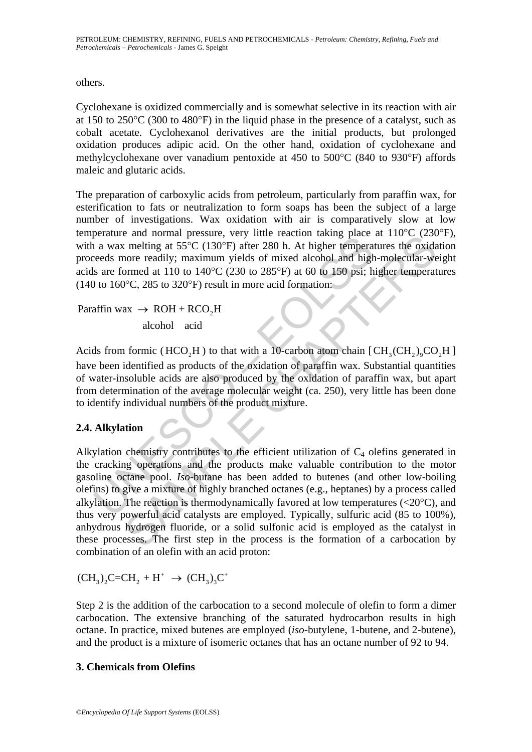others.

Cyclohexane is oxidized commercially and is somewhat selective in its reaction with air at 150 to 250°C (300 to 480°F) in the liquid phase in the presence of a catalyst, such as cobalt acetate. Cyclohexanol derivatives are the initial products, but prolonged oxidation produces adipic acid. On the other hand, oxidation of cyclohexane and methylcyclohexane over vanadium pentoxide at 450 to 500°C (840 to 930°F) affords maleic and glutaric acids.

The preparation of carboxylic acids from petroleum, particularly from paraffin wax, for esterification to fats or neutralization to form soaps has been the subject of a large number of investigations. Wax oxidation with air is comparatively slow at low temperature and normal pressure, very little reaction taking place at 110°C (230°F), with a wax melting at 55°C (130°F) after 280 h. At higher temperatures the oxidation proceeds more readily; maximum yields of mixed alcohol and high-molecular-weight acids are formed at 110 to 140°C (230 to 285°F) at 60 to 150 psi; higher temperatures (140 to 160°C, 285 to 320°F) result in more acid formation:

$$\text{Paraffin wax} \rightarrow \underset{\text{alcohol}}{ROH} + \underset{\text{acid}}{RCO_2H}$$

Acids from formic ($HCO_2H$) to that with a 10-carbon atom chain [$CH_3(CH_2)_9CO_2H$] have been identified as products of the oxidation of paraffin wax. Substantial quantities of water-insoluble acids are also produced by the oxidation of paraffin wax, but apart from determination of the average molecular weight (ca. 250), very little has been done to identify individual numbers of the product mixture.

### 2.4. Alkylation

Alkylation chemistry contributes to the efficient utilization of $C_4$ olefins generated in the cracking operations and the products make valuable contribution to the motor gasoline octane pool. *Iso*-butane has been added to butenes (and other low-boiling olefins) to give a mixture of highly branched octanes (e.g., heptanes) by a process called alkylation. The reaction is thermodynamically favored at low temperatures (<20°C), and thus very powerful acid catalysts are employed. Typically, sulfuric acid (85 to 100%), anhydrous hydrogen fluoride, or a solid sulfonic acid is employed as the catalyst in these processes. The first step in the process is the formation of a carbocation by combination of an olefin with an acid proton:

$$(CH_3)_2C{=}CH_2 + H^+ \rightarrow (CH_3)_3C^+$$

Step 2 is the addition of the carbocation to a second molecule of olefin to form a dimer carbocation. The extensive branching of the saturated hydrocarbon results in high octane. In practice, mixed butenes are employed (*iso*-butylene, 1-butene, and 2-butene), and the product is a mixture of isomeric octanes that has an octane number of 92 to 94.

## 3. Chemicals from Olefins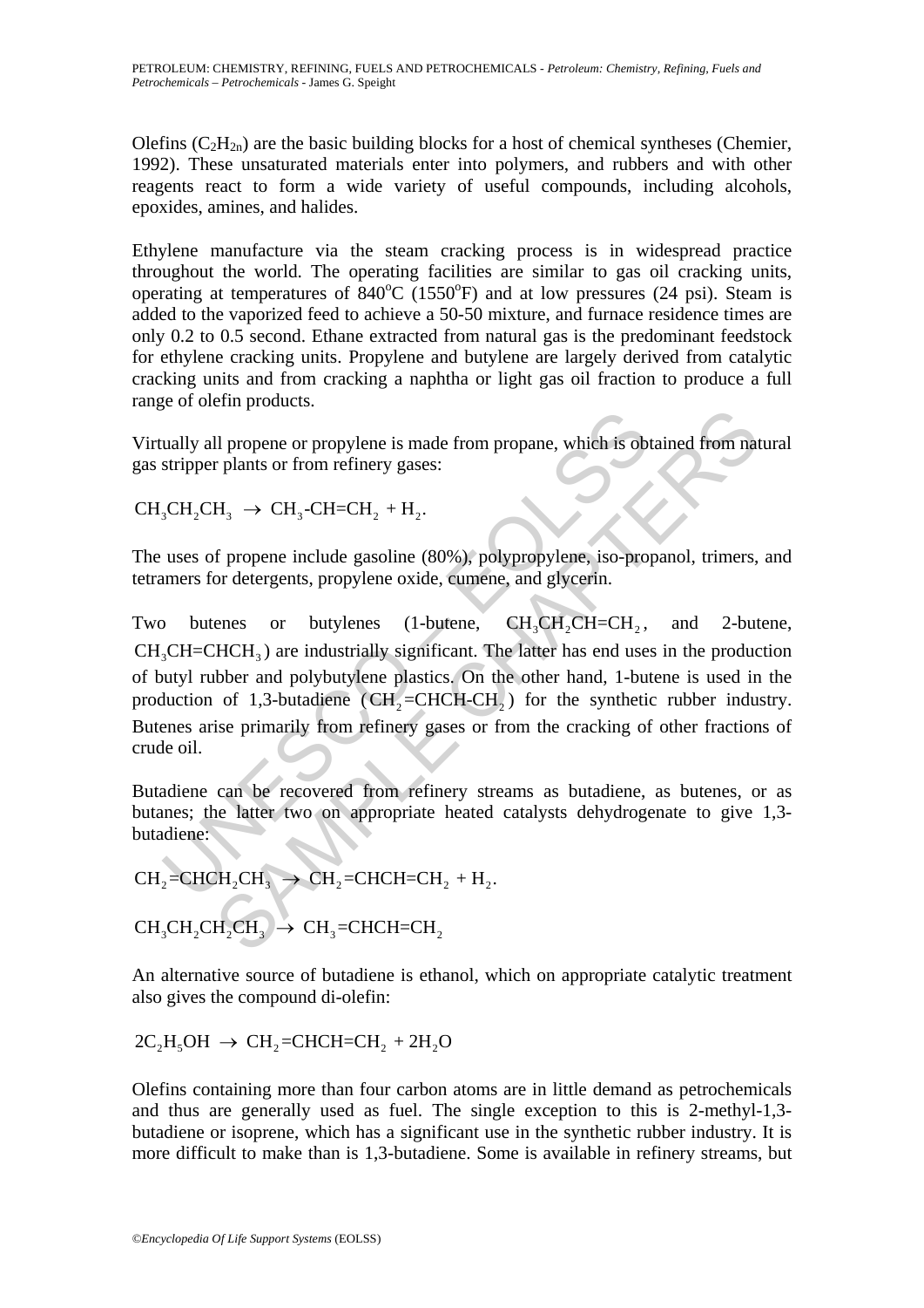Olefins ($C_2H_{2n}$) are the basic building blocks for a host of chemical syntheses (Chemier, 1992). These unsaturated materials enter into polymers, and rubbers and with other reagents react to form a wide variety of useful compounds, including alcohols, epoxides, amines, and halides.

Ethylene manufacture via the steam cracking process is in widespread practice throughout the world. The operating facilities are similar to gas oil cracking units, operating at temperatures of 840°C (1550°F) and at low pressures (24 psi). Steam is added to the vaporized feed to achieve a 50-50 mixture, and furnace residence times are only 0.2 to 0.5 second. Ethane extracted from natural gas is the predominant feedstock for ethylene cracking units. Propylene and butylene are largely derived from catalytic cracking units and from cracking a naphtha or light gas oil fraction to produce a full range of olefin products.

Virtually all propene or propylene is made from propane, which is obtained from natural gas stripper plants or from refinery gases:

$$CH_3CH_2CH_3 \rightarrow CH_3\text{-}CH{=}CH_2 + H_2.$$

The uses of propene include gasoline (80%), polypropylene, iso-propanol, trimers, and tetramers for detergents, propylene oxide, cumene, and glycerin.

Two butenes or butylenes (1-butene, $CH_3CH_2CH{=}CH_2$, and 2-butene, $CH_3CH{=}CHCH_3$) are industrially significant. The latter has end uses in the production of butyl rubber and polybutylene plastics. On the other hand, 1-butene is used in the production of 1,3-butadiene ($CH_2{=}CHCH\text{-}CH_2$) for the synthetic rubber industry. Butenes arise primarily from refinery gases or from the cracking of other fractions of crude oil.

Butadiene can be recovered from refinery streams as butadiene, as butenes, or as butanes; the latter two on appropriate heated catalysts dehydrogenate to give 1,3-butadiene:

$$CH_2{=}CHCH_2CH_3 \rightarrow CH_2{=}CHCH{=}CH_2 + H_2.$$

$$CH_3CH_2CH_2CH_3 \rightarrow CH_3{=}CHCH{=}CH_2$$

An alternative source of butadiene is ethanol, which on appropriate catalytic treatment also gives the compound di-olefin:

$$2C_2H_5OH \rightarrow CH_2{=}CHCH{=}CH_2 + 2H_2O$$

Olefins containing more than four carbon atoms are in little demand as petrochemicals and thus are generally used as fuel. The single exception to this is 2-methyl-1,3-butadiene or isoprene, which has a significant use in the synthetic rubber industry. It is more difficult to make than is 1,3-butadiene. Some is available in refinery streams, but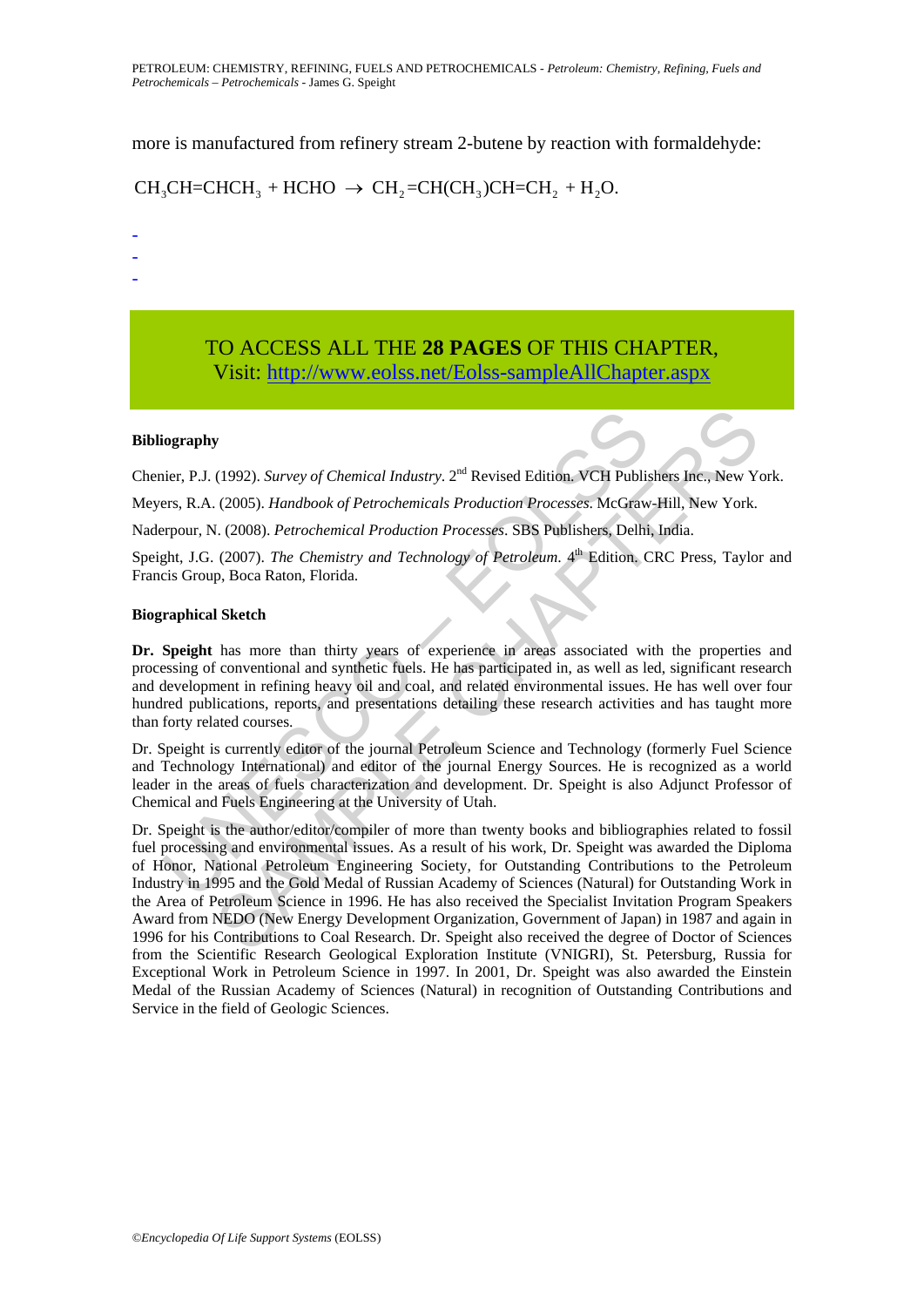more is manufactured from refinery stream 2-butene by reaction with formaldehyde:

$$CH_3CH{=}CHCH_3 + HCHO \rightarrow CH_2{=}CH(CH_3)CH{=}CH_2 + H_2O.$$

-
-
-

TO ACCESS ALL THE **28 PAGES** OF THIS CHAPTER,
Visit: http://www.eolss.net/Eolss-sampleAllChapter.aspx

**Bibliography**

Chenier, P.J. (1992). *Survey of Chemical Industry*. 2nd Revised Edition. VCH Publishers Inc., New York.

Meyers, R.A. (2005). *Handbook of Petrochemicals Production Processes*. McGraw-Hill, New York.

Naderpour, N. (2008). *Petrochemical Production Processes*. SBS Publishers, Delhi, India.

Speight, J.G. (2007). *The Chemistry and Technology of Petroleum*. 4th Edition. CRC Press, Taylor and Francis Group, Boca Raton, Florida.

**Biographical Sketch**

**Dr. Speight** has more than thirty years of experience in areas associated with the properties and processing of conventional and synthetic fuels. He has participated in, as well as led, significant research and development in refining heavy oil and coal, and related environmental issues. He has well over four hundred publications, reports, and presentations detailing these research activities and has taught more than forty related courses.

Dr. Speight is currently editor of the journal Petroleum Science and Technology (formerly Fuel Science and Technology International) and editor of the journal Energy Sources. He is recognized as a world leader in the areas of fuels characterization and development. Dr. Speight is also Adjunct Professor of Chemical and Fuels Engineering at the University of Utah.

Dr. Speight is the author/editor/compiler of more than twenty books and bibliographies related to fossil fuel processing and environmental issues. As a result of his work, Dr. Speight was awarded the Diploma of Honor, National Petroleum Engineering Society, for Outstanding Contributions to the Petroleum Industry in 1995 and the Gold Medal of Russian Academy of Sciences (Natural) for Outstanding Work in the Area of Petroleum Science in 1996. He has also received the Specialist Invitation Program Speakers Award from NEDO (New Energy Development Organization, Government of Japan) in 1987 and again in 1996 for his Contributions to Coal Research. Dr. Speight also received the degree of Doctor of Sciences from the Scientific Research Geological Exploration Institute (VNIGRI), St. Petersburg, Russia for Exceptional Work in Petroleum Science in 1997. In 2001, Dr. Speight was also awarded the Einstein Medal of the Russian Academy of Sciences (Natural) in recognition of Outstanding Contributions and Service in the field of Geologic Sciences.